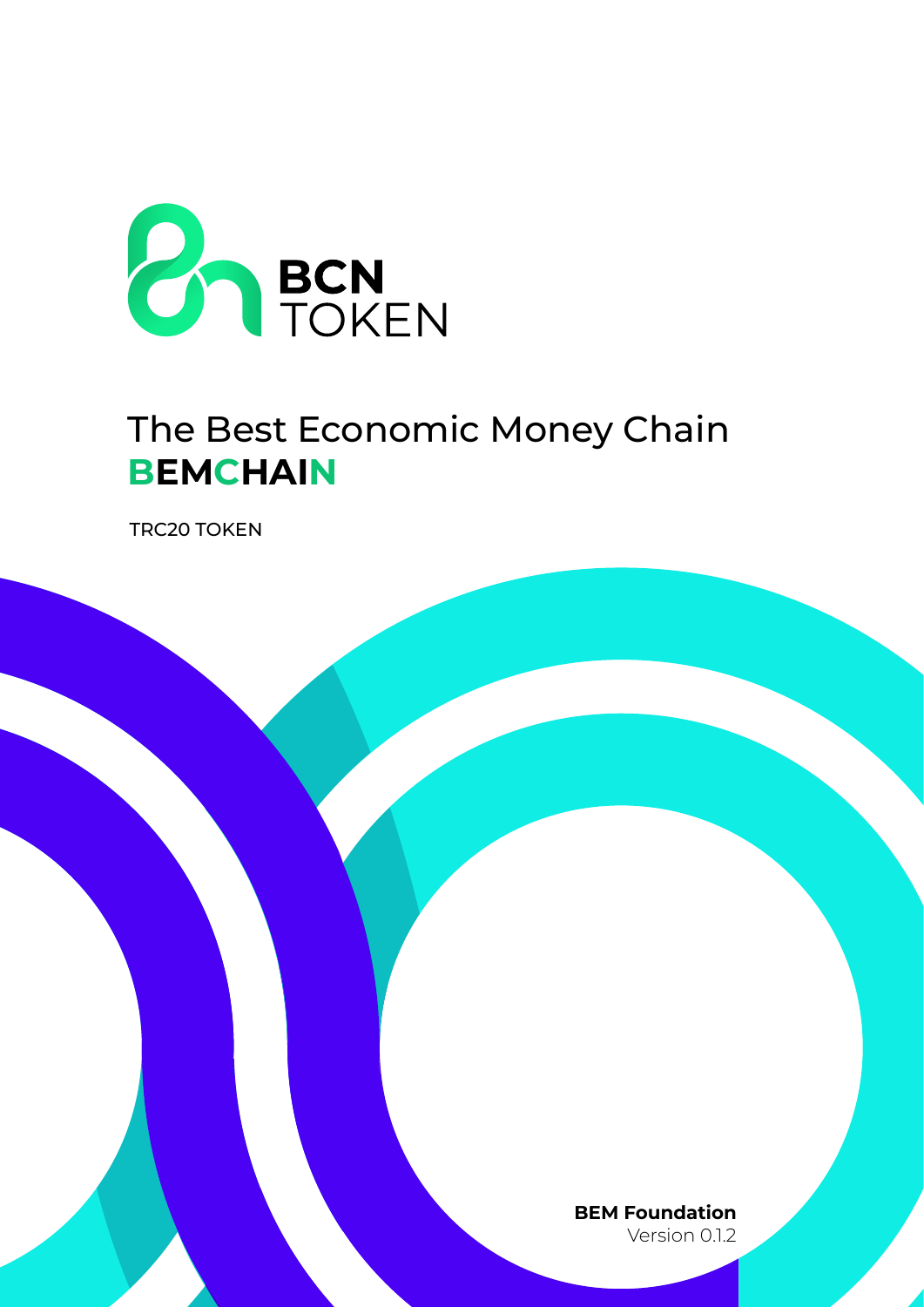**BCN**
TOKEN

# The Best Economic Money Chain

## BEMCHAIN

TRC20 TOKEN

**BEM Foundation**
Version 0.1.2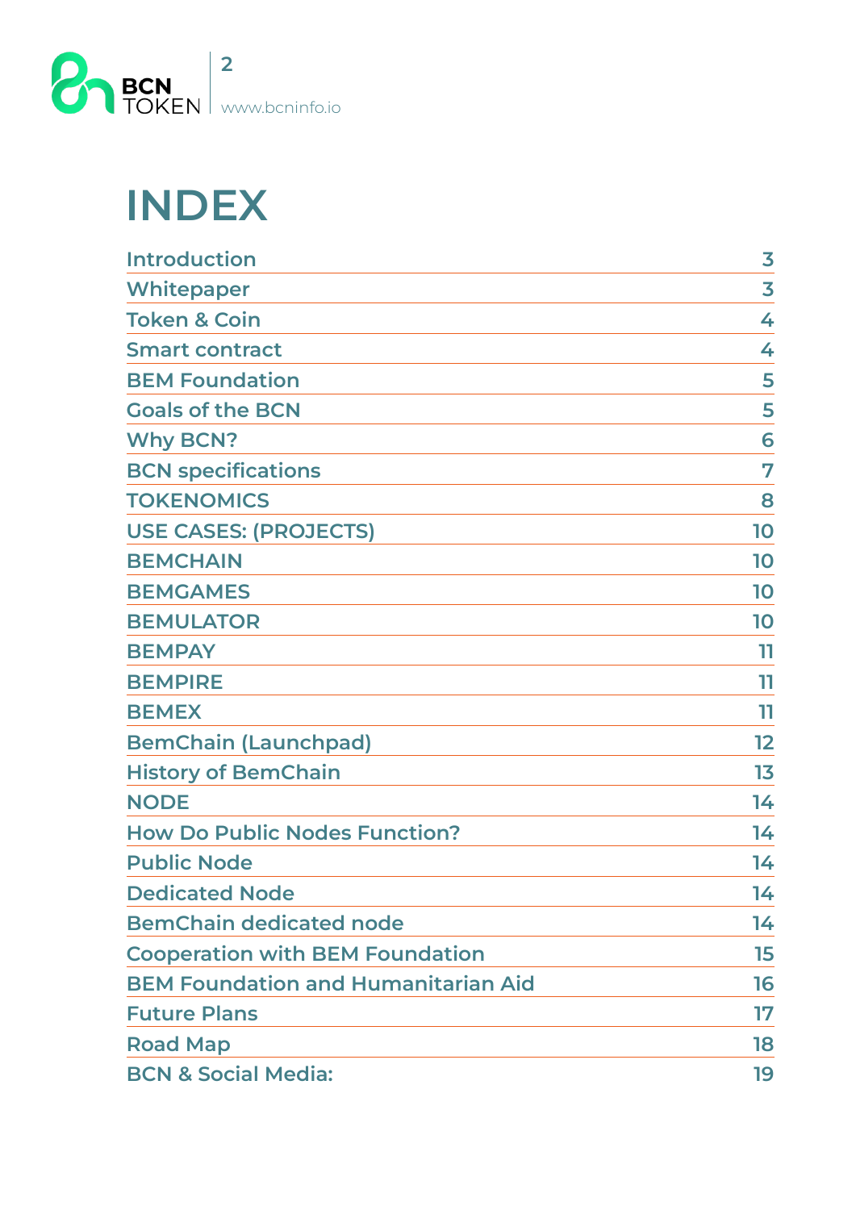# INDEX

| | |
|---|---|
| Introduction | 3 |
| Whitepaper | 3 |
| Token & Coin | 4 |
| Smart contract | 4 |
| BEM Foundation | 5 |
| Goals of the BCN | 5 |
| Why BCN? | 6 |
| BCN specifications | 7 |
| TOKENOMICS | 8 |
| USE CASES: (PROJECTS) | 10 |
| BEMCHAIN | 10 |
| BEMGAMES | 10 |
| BEMULATOR | 10 |
| BEMPAY | 11 |
| BEMPIRE | 11 |
| BEMEX | 11 |
| BemChain (Launchpad) | 12 |
| History of BemChain | 13 |
| NODE | 14 |
| How Do Public Nodes Function? | 14 |
| Public Node | 14 |
| Dedicated Node | 14 |
| BemChain dedicated node | 14 |
| Cooperation with BEM Foundation | 15 |
| BEM Foundation and Humanitarian Aid | 16 |
| Future Plans | 17 |
| Road Map | 18 |
| BCN & Social Media: | 19 |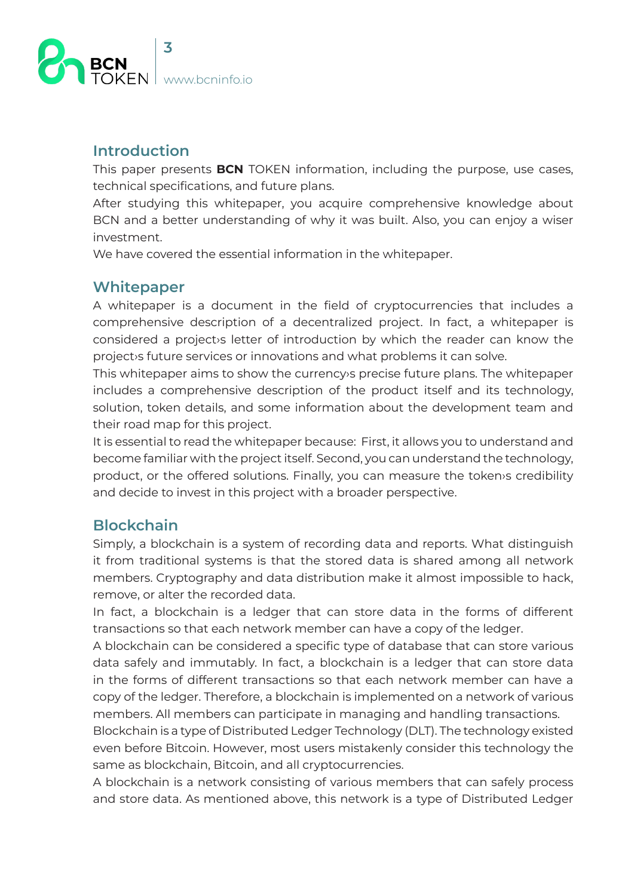## Introduction

This paper presents **BCN** TOKEN information, including the purpose, use cases, technical specifications, and future plans.

After studying this whitepaper, you acquire comprehensive knowledge about BCN and a better understanding of why it was built. Also, you can enjoy a wiser investment.

We have covered the essential information in the whitepaper.

## Whitepaper

A whitepaper is a document in the field of cryptocurrencies that includes a comprehensive description of a decentralized project. In fact, a whitepaper is considered a project›s letter of introduction by which the reader can know the project›s future services or innovations and what problems it can solve.

This whitepaper aims to show the currency›s precise future plans. The whitepaper includes a comprehensive description of the product itself and its technology, solution, token details, and some information about the development team and their road map for this project.

It is essential to read the whitepaper because: First, it allows you to understand and become familiar with the project itself. Second, you can understand the technology, product, or the offered solutions. Finally, you can measure the token›s credibility and decide to invest in this project with a broader perspective.

## Blockchain

Simply, a blockchain is a system of recording data and reports. What distinguish it from traditional systems is that the stored data is shared among all network members. Cryptography and data distribution make it almost impossible to hack, remove, or alter the recorded data.

In fact, a blockchain is a ledger that can store data in the forms of different transactions so that each network member can have a copy of the ledger.

A blockchain can be considered a specific type of database that can store various data safely and immutably. In fact, a blockchain is a ledger that can store data in the forms of different transactions so that each network member can have a copy of the ledger. Therefore, a blockchain is implemented on a network of various members. All members can participate in managing and handling transactions.

Blockchain is a type of Distributed Ledger Technology (DLT). The technology existed even before Bitcoin. However, most users mistakenly consider this technology the same as blockchain, Bitcoin, and all cryptocurrencies.

A blockchain is a network consisting of various members that can safely process and store data. As mentioned above, this network is a type of Distributed Ledger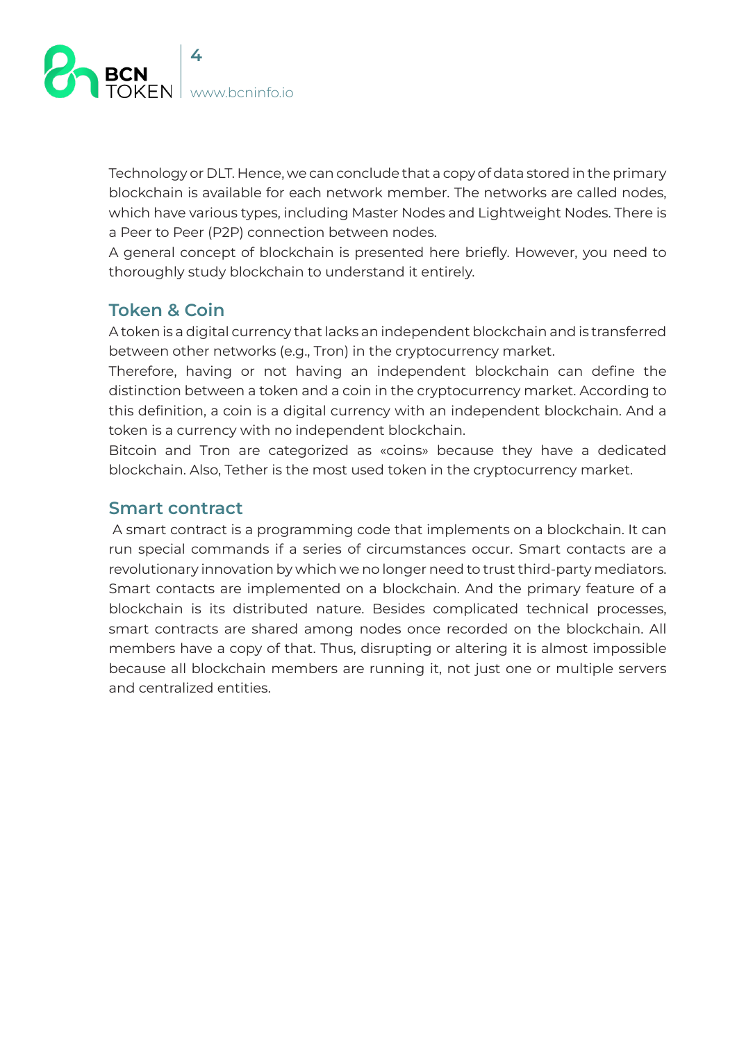Technology or DLT. Hence, we can conclude that a copy of data stored in the primary blockchain is available for each network member. The networks are called nodes, which have various types, including Master Nodes and Lightweight Nodes. There is a Peer to Peer (P2P) connection between nodes.

A general concept of blockchain is presented here briefly. However, you need to thoroughly study blockchain to understand it entirely.

## Token & Coin

A token is a digital currency that lacks an independent blockchain and is transferred between other networks (e.g., Tron) in the cryptocurrency market.

Therefore, having or not having an independent blockchain can define the distinction between a token and a coin in the cryptocurrency market. According to this definition, a coin is a digital currency with an independent blockchain. And a token is a currency with no independent blockchain.

Bitcoin and Tron are categorized as «coins» because they have a dedicated blockchain. Also, Tether is the most used token in the cryptocurrency market.

## Smart contract

A smart contract is a programming code that implements on a blockchain. It can run special commands if a series of circumstances occur. Smart contacts are a revolutionary innovation by which we no longer need to trust third-party mediators. Smart contacts are implemented on a blockchain. And the primary feature of a blockchain is its distributed nature. Besides complicated technical processes, smart contracts are shared among nodes once recorded on the blockchain. All members have a copy of that. Thus, disrupting or altering it is almost impossible because all blockchain members are running it, not just one or multiple servers and centralized entities.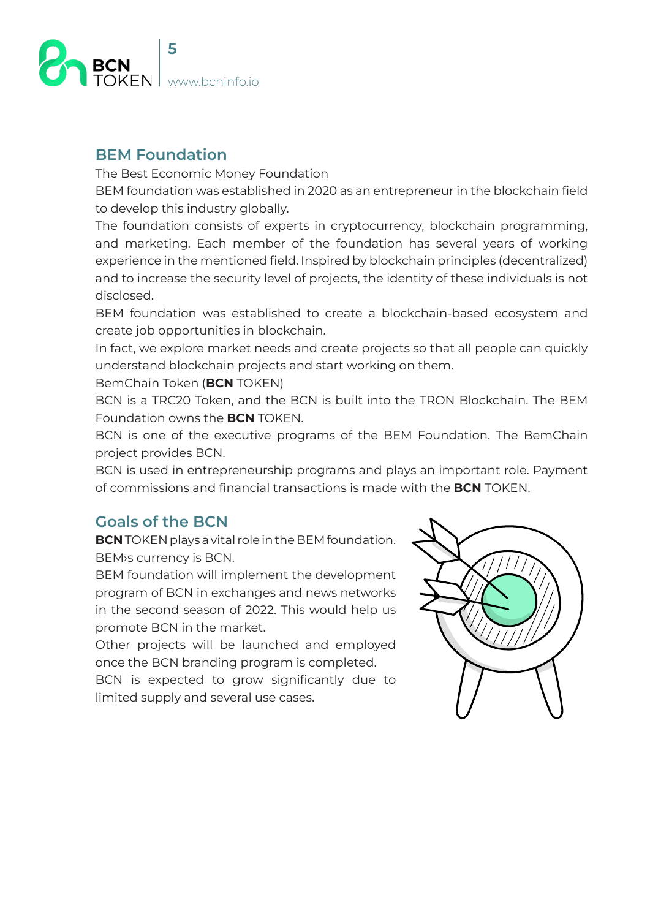## BEM Foundation

The Best Economic Money Foundation

BEM foundation was established in 2020 as an entrepreneur in the blockchain field to develop this industry globally.

The foundation consists of experts in cryptocurrency, blockchain programming, and marketing. Each member of the foundation has several years of working experience in the mentioned field. Inspired by blockchain principles (decentralized) and to increase the security level of projects, the identity of these individuals is not disclosed.

BEM foundation was established to create a blockchain-based ecosystem and create job opportunities in blockchain.

In fact, we explore market needs and create projects so that all people can quickly understand blockchain projects and start working on them.

BemChain Token (**BCN** TOKEN)

BCN is a TRC20 Token, and the BCN is built into the TRON Blockchain. The BEM Foundation owns the **BCN** TOKEN.

BCN is one of the executive programs of the BEM Foundation. The BemChain project provides BCN.

BCN is used in entrepreneurship programs and plays an important role. Payment of commissions and financial transactions is made with the **BCN** TOKEN.

## Goals of the BCN

**BCN** TOKEN plays a vital role in the BEM foundation. BEM›s currency is BCN.

BEM foundation will implement the development program of BCN in exchanges and news networks in the second season of 2022. This would help us promote BCN in the market.

Other projects will be launched and employed once the BCN branding program is completed.

BCN is expected to grow significantly due to limited supply and several use cases.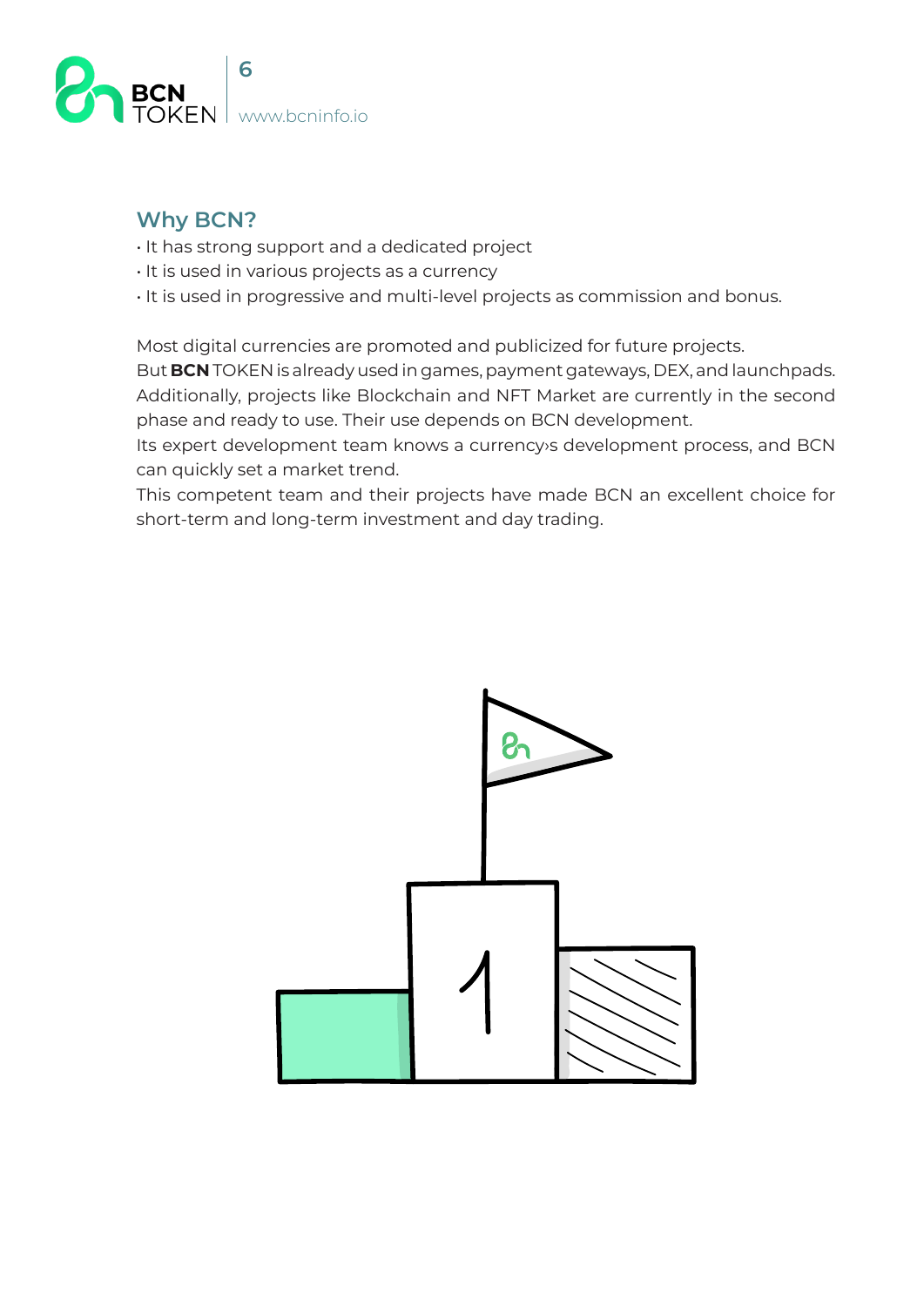## Why BCN?

- It has strong support and a dedicated project
- It is used in various projects as a currency
- It is used in progressive and multi-level projects as commission and bonus.

Most digital currencies are promoted and publicized for future projects.
But **BCN** TOKEN is already used in games, payment gateways, DEX, and launchpads. Additionally, projects like Blockchain and NFT Market are currently in the second phase and ready to use. Their use depends on BCN development.
Its expert development team knows a currency›s development process, and BCN can quickly set a market trend.
This competent team and their projects have made BCN an excellent choice for short-term and long-term investment and day trading.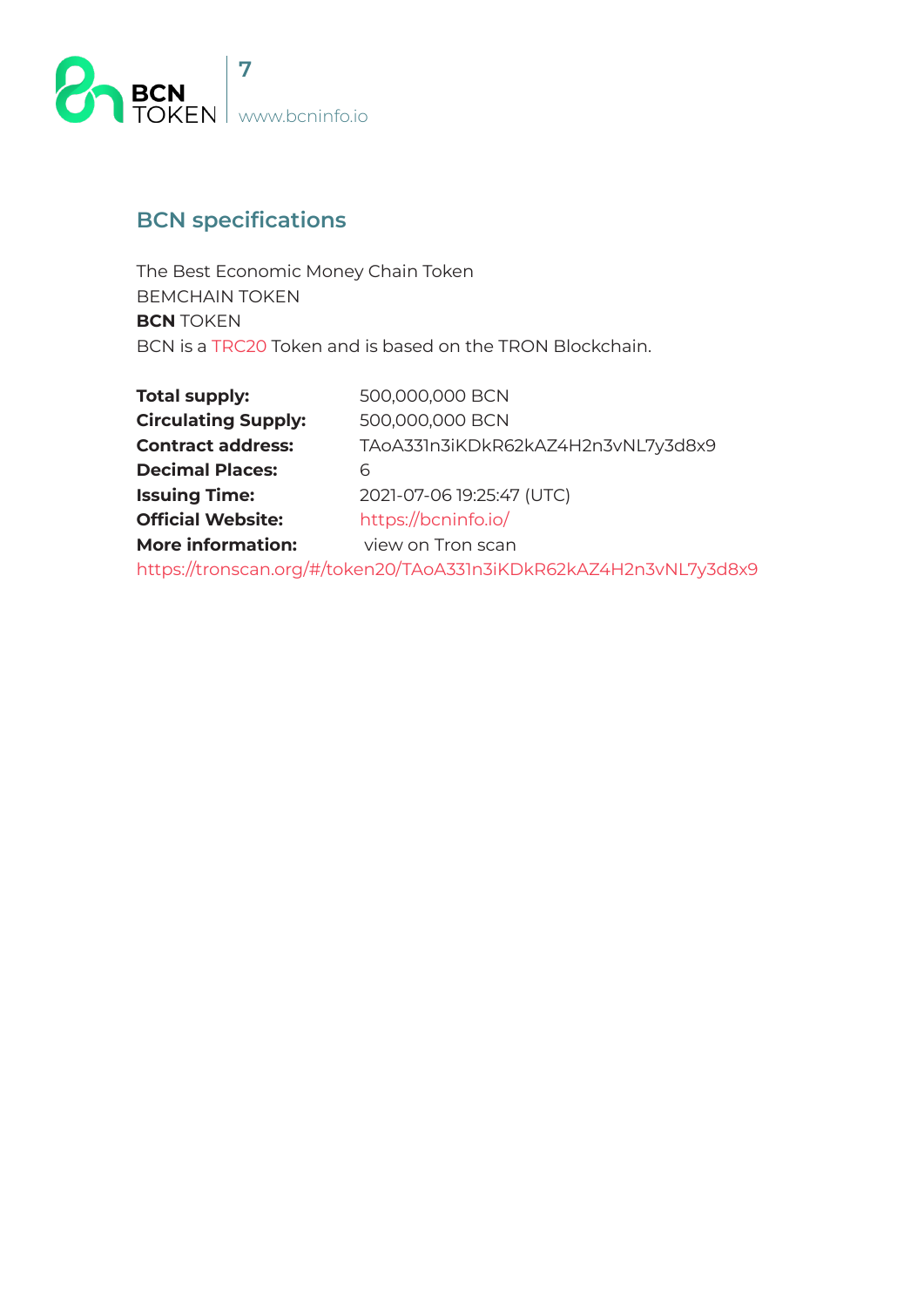## BCN specifications

The Best Economic Money Chain Token
BEMCHAIN TOKEN
**BCN** TOKEN
BCN is a TRC20 Token and is based on the TRON Blockchain.

**Total supply:** 500,000,000 BCN
**Circulating Supply:** 500,000,000 BCN
**Contract address:** TAoA331n3iKDkR62kAZ4H2n3vNL7y3d8x9
**Decimal Places:** 6
**Issuing Time:** 2021-07-06 19:25:47 (UTC)
**Official Website:** https://bcninfo.io/
**More information:** view on Tron scan
https://tronscan.org/#/token20/TAoA331n3iKDkR62kAZ4H2n3vNL7y3d8x9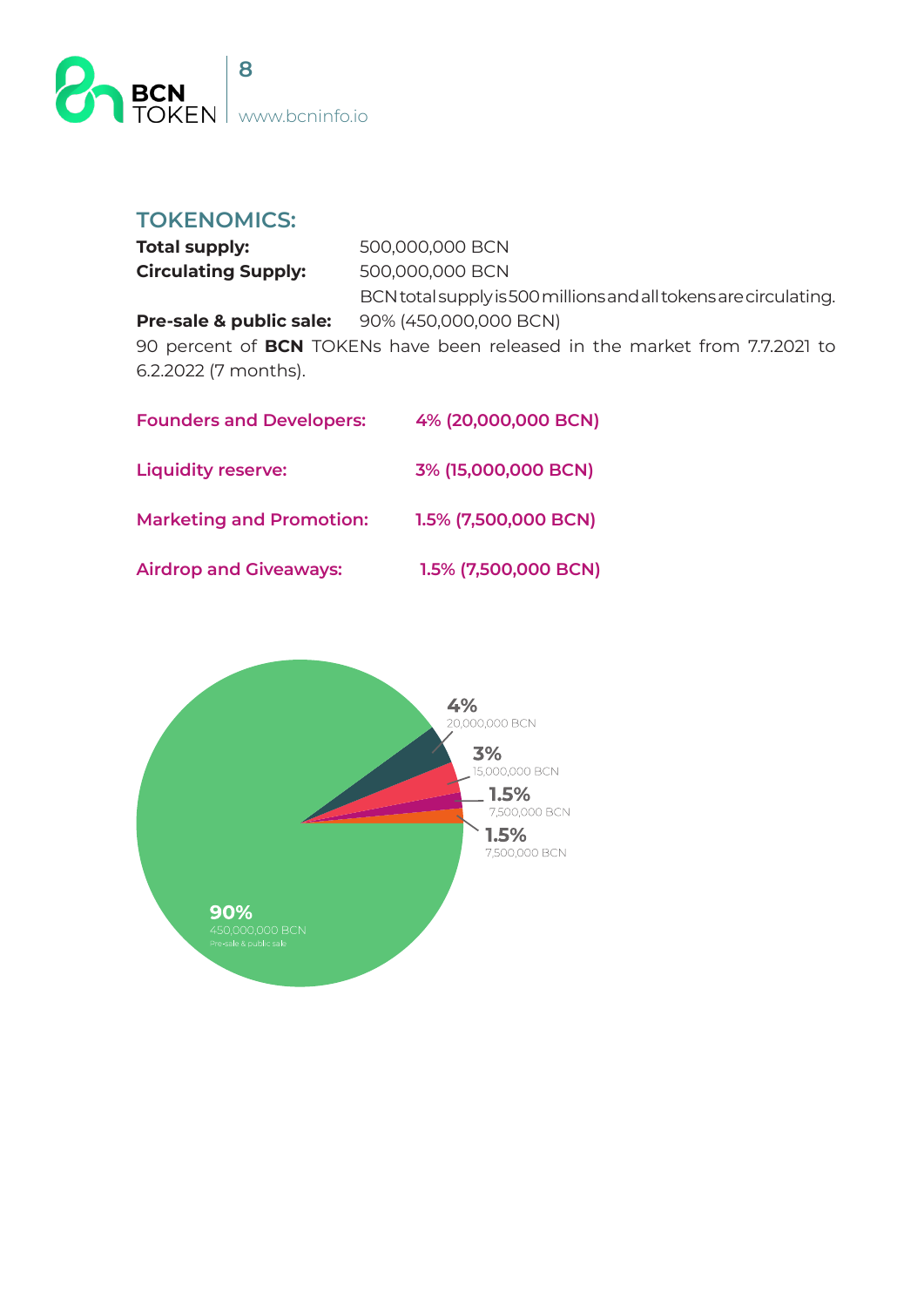## TOKENOMICS:

**Total supply:** 500,000,000 BCN

**Circulating Supply:** 500,000,000 BCN

BCN total supply is 500 millions and all tokens are circulating.

**Pre-sale & public sale:** 90% (450,000,000 BCN)

90 percent of **BCN** TOKENs have been released in the market from 7.7.2021 to 6.2.2022 (7 months).

**Founders and Developers:** **4% (20,000,000 BCN)**

**Liquidity reserve:** **3% (15,000,000 BCN)**

**Marketing and Promotion:** **1.5% (7,500,000 BCN)**

**Airdrop and Giveaways:** **1.5% (7,500,000 BCN)**

4%
20,000,000 BCN

3%
15,000,000 BCN

1.5%
7,500,000 BCN

1.5%
7,500,000 BCN

90%
450,000,000 BCN
Pre-sale & public sale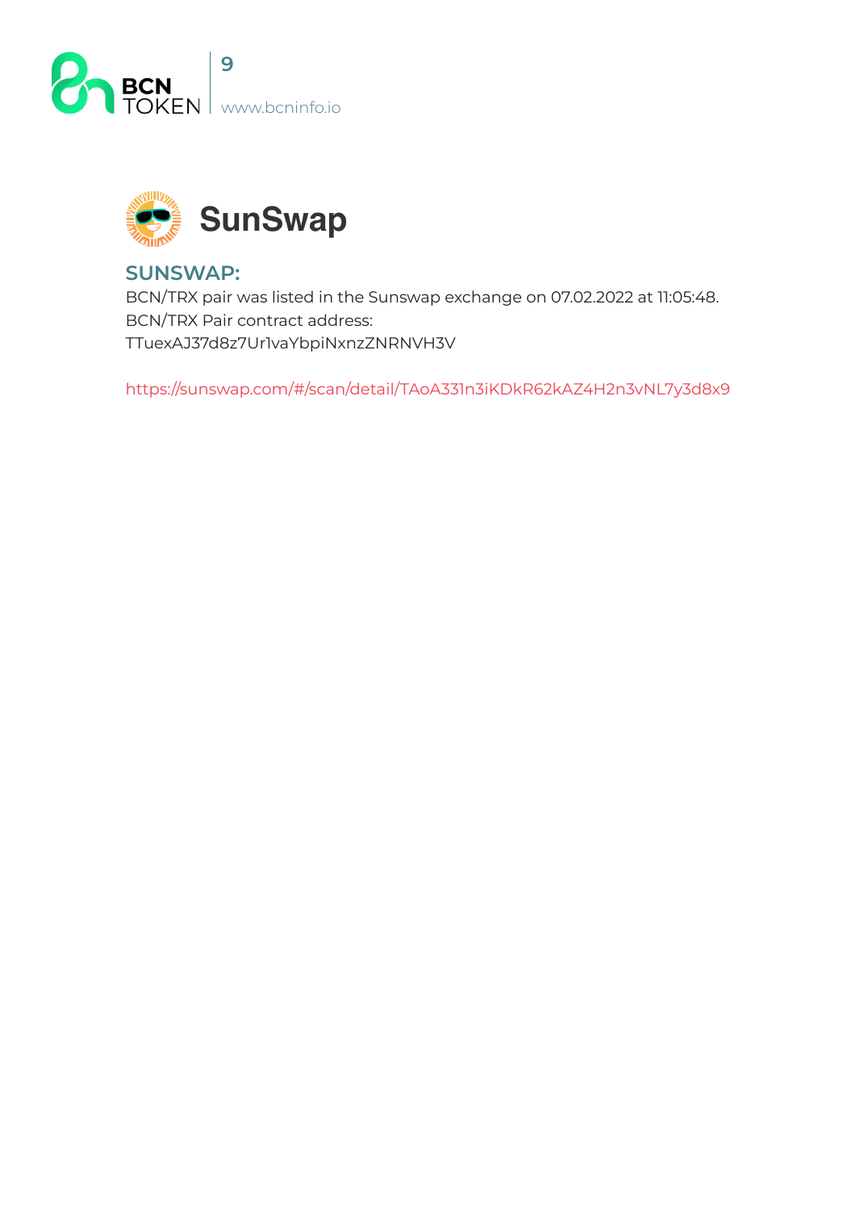# SunSwap

## SUNSWAP:

BCN/TRX pair was listed in the Sunswap exchange on 07.02.2022 at 11:05:48.
BCN/TRX Pair contract address:
TTuexAJ37d8z7Ur1vaYbpiNxnzZNRNVH3V

https://sunswap.com/#/scan/detail/TAoA331n3iKDkR62kAZ4H2n3vNL7y3d8x9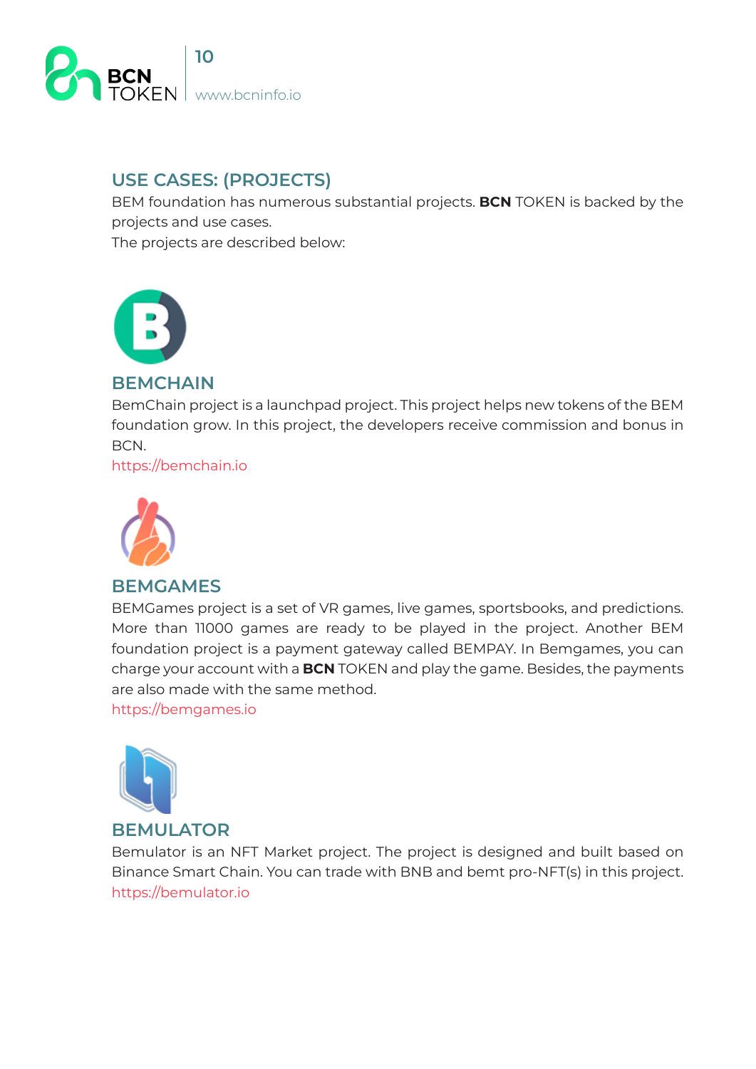## USE CASES: (PROJECTS)

BEM foundation has numerous substantial projects. **BCN** TOKEN is backed by the projects and use cases.
The projects are described below:

### BEMCHAIN

BemChain project is a launchpad project. This project helps new tokens of the BEM foundation grow. In this project, the developers receive commission and bonus in BCN.
https://bemchain.io

### BEMGAMES

BEMGames project is a set of VR games, live games, sportsbooks, and predictions. More than 11000 games are ready to be played in the project. Another BEM foundation project is a payment gateway called BEMPAY. In Bemgames, you can charge your account with a **BCN** TOKEN and play the game. Besides, the payments are also made with the same method.
https://bemgames.io

### BEMULATOR

Bemulator is an NFT Market project. The project is designed and built based on Binance Smart Chain. You can trade with BNB and bemt pro-NFT(s) in this project.
https://bemulator.io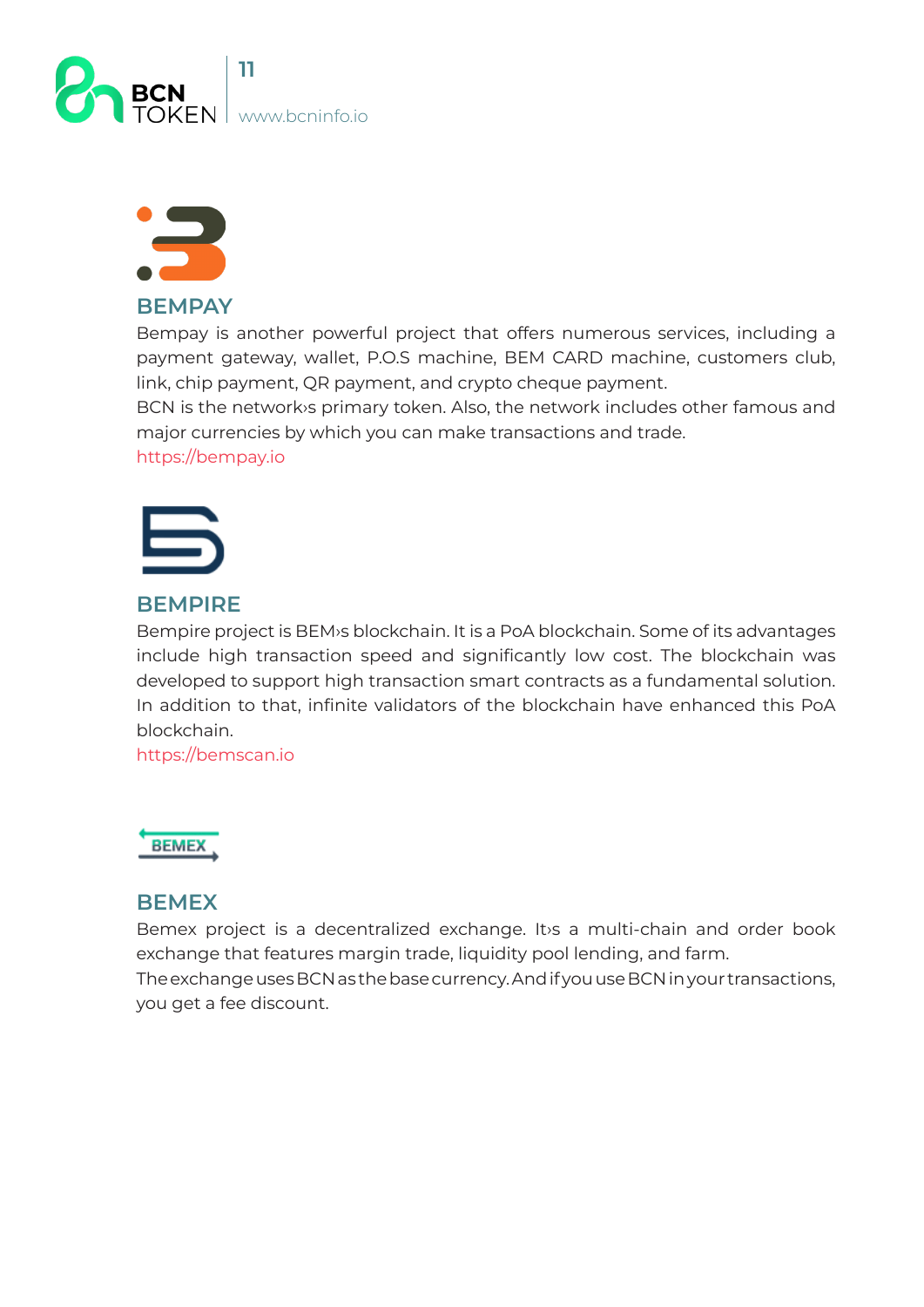## BEMPAY

Bempay is another powerful project that offers numerous services, including a payment gateway, wallet, P.O.S machine, BEM CARD machine, customers club, link, chip payment, QR payment, and crypto cheque payment.

BCN is the network›s primary token. Also, the network includes other famous and major currencies by which you can make transactions and trade.

https://bempay.io

## BEMPIRE

Bempire project is BEM›s blockchain. It is a PoA blockchain. Some of its advantages include high transaction speed and significantly low cost. The blockchain was developed to support high transaction smart contracts as a fundamental solution. In addition to that, infinite validators of the blockchain have enhanced this PoA blockchain.

https://bemscan.io

## BEMEX

Bemex project is a decentralized exchange. It›s a multi-chain and order book exchange that features margin trade, liquidity pool lending, and farm.

The exchange uses BCN as the base currency. And if you use BCN in your transactions, you get a fee discount.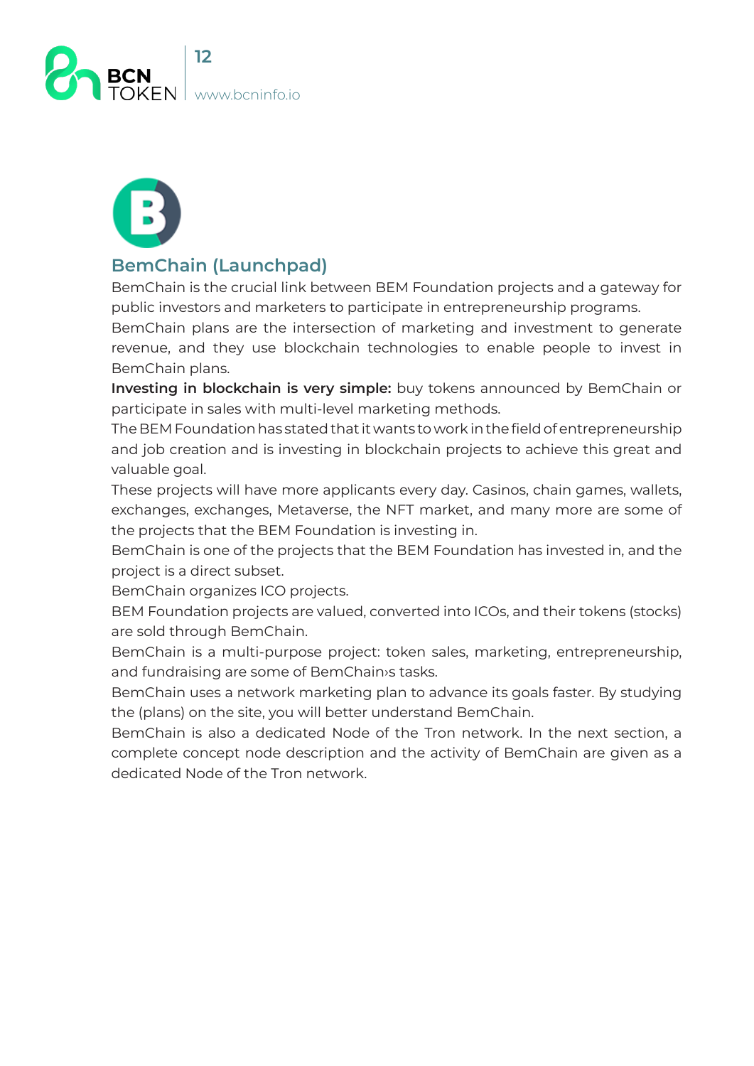## BemChain (Launchpad)

BemChain is the crucial link between BEM Foundation projects and a gateway for public investors and marketers to participate in entrepreneurship programs.

BemChain plans are the intersection of marketing and investment to generate revenue, and they use blockchain technologies to enable people to invest in BemChain plans.

**Investing in blockchain is very simple:** buy tokens announced by BemChain or participate in sales with multi-level marketing methods.

The BEM Foundation has stated that it wants to work in the field of entrepreneurship and job creation and is investing in blockchain projects to achieve this great and valuable goal.

These projects will have more applicants every day. Casinos, chain games, wallets, exchanges, exchanges, Metaverse, the NFT market, and many more are some of the projects that the BEM Foundation is investing in.

BemChain is one of the projects that the BEM Foundation has invested in, and the project is a direct subset.

BemChain organizes ICO projects.

BEM Foundation projects are valued, converted into ICOs, and their tokens (stocks) are sold through BemChain.

BemChain is a multi-purpose project: token sales, marketing, entrepreneurship, and fundraising are some of BemChain›s tasks.

BemChain uses a network marketing plan to advance its goals faster. By studying the (plans) on the site, you will better understand BemChain.

BemChain is also a dedicated Node of the Tron network. In the next section, a complete concept node description and the activity of BemChain are given as a dedicated Node of the Tron network.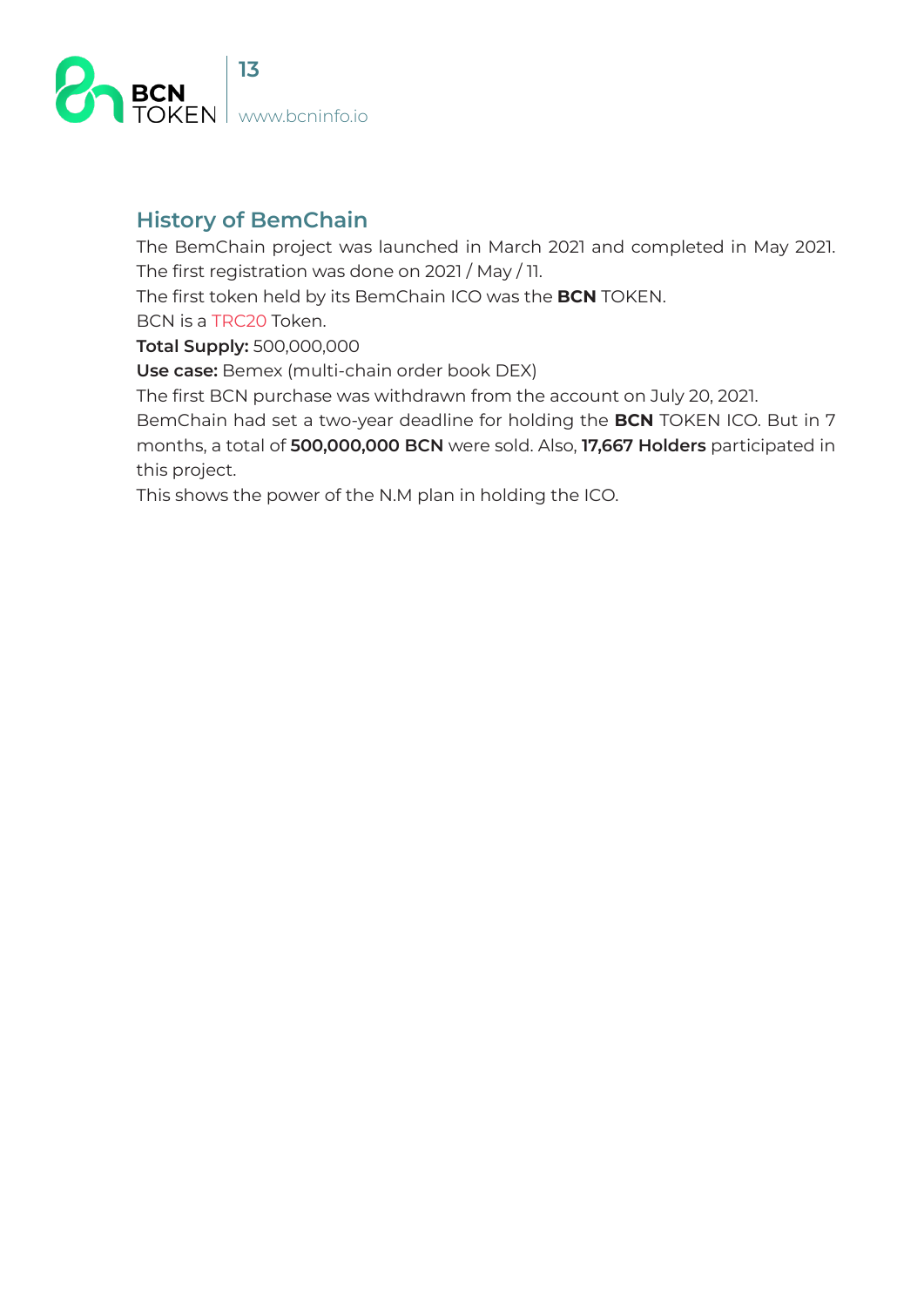## History of BemChain

The BemChain project was launched in March 2021 and completed in May 2021.
The first registration was done on 2021 / May / 11.
The first token held by its BemChain ICO was the **BCN** TOKEN.
BCN is a TRC20 Token.
**Total Supply:** 500,000,000
**Use case:** Bemex (multi-chain order book DEX)
The first BCN purchase was withdrawn from the account on July 20, 2021.
BemChain had set a two-year deadline for holding the **BCN** TOKEN ICO. But in 7 months, a total of **500,000,000 BCN** were sold. Also, **17,667 Holders** participated in this project.
This shows the power of the N.M plan in holding the ICO.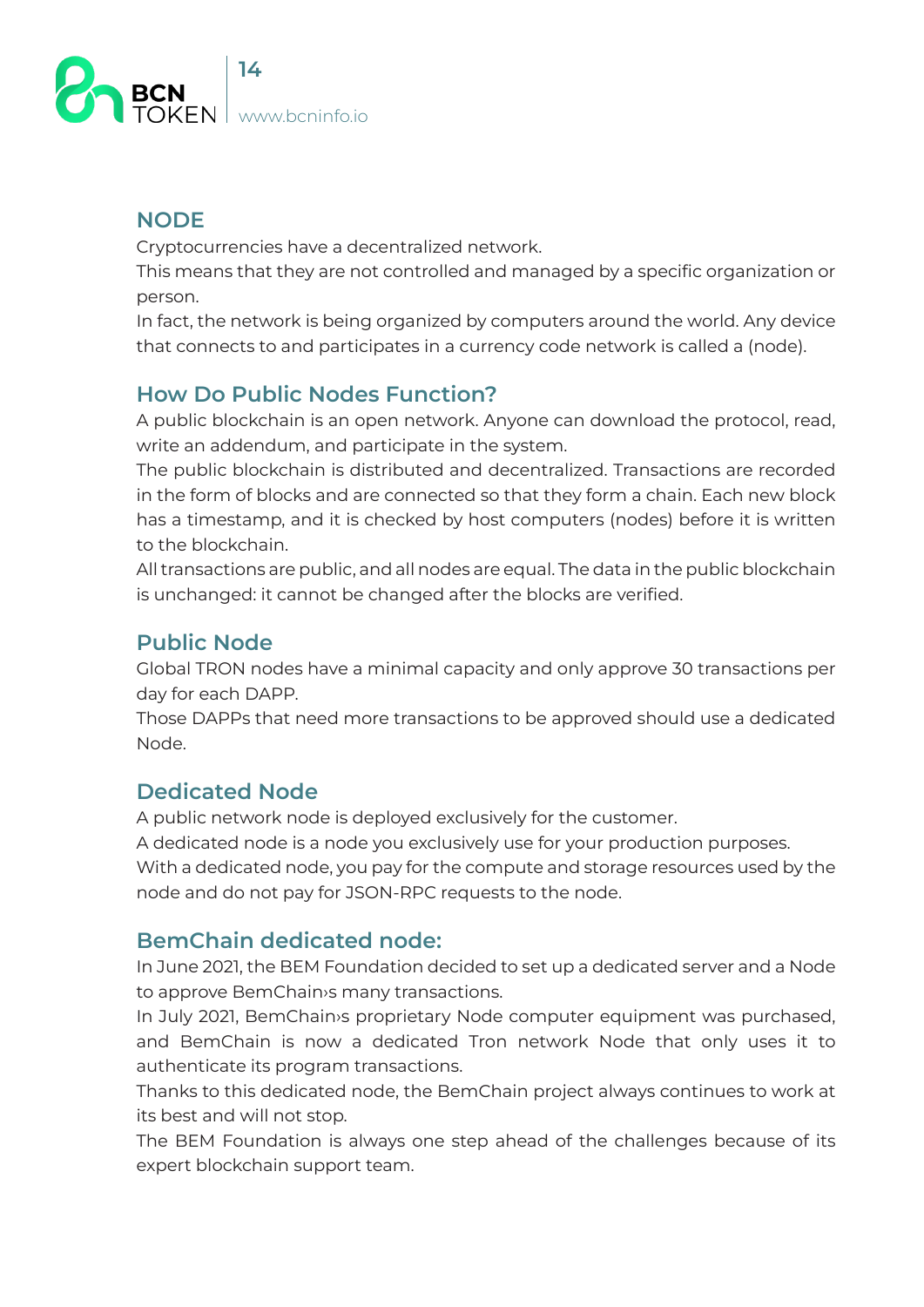## NODE

Cryptocurrencies have a decentralized network.

This means that they are not controlled and managed by a specific organization or person.

In fact, the network is being organized by computers around the world. Any device that connects to and participates in a currency code network is called a (node).

## How Do Public Nodes Function?

A public blockchain is an open network. Anyone can download the protocol, read, write an addendum, and participate in the system.

The public blockchain is distributed and decentralized. Transactions are recorded in the form of blocks and are connected so that they form a chain. Each new block has a timestamp, and it is checked by host computers (nodes) before it is written to the blockchain.

All transactions are public, and all nodes are equal. The data in the public blockchain is unchanged: it cannot be changed after the blocks are verified.

## Public Node

Global TRON nodes have a minimal capacity and only approve 30 transactions per day for each DAPP.

Those DAPPs that need more transactions to be approved should use a dedicated Node.

## Dedicated Node

A public network node is deployed exclusively for the customer.

A dedicated node is a node you exclusively use for your production purposes.

With a dedicated node, you pay for the compute and storage resources used by the node and do not pay for JSON-RPC requests to the node.

## BemChain dedicated node:

In June 2021, the BEM Foundation decided to set up a dedicated server and a Node to approve BemChain›s many transactions.

In July 2021, BemChain›s proprietary Node computer equipment was purchased, and BemChain is now a dedicated Tron network Node that only uses it to authenticate its program transactions.

Thanks to this dedicated node, the BemChain project always continues to work at its best and will not stop.

The BEM Foundation is always one step ahead of the challenges because of its expert blockchain support team.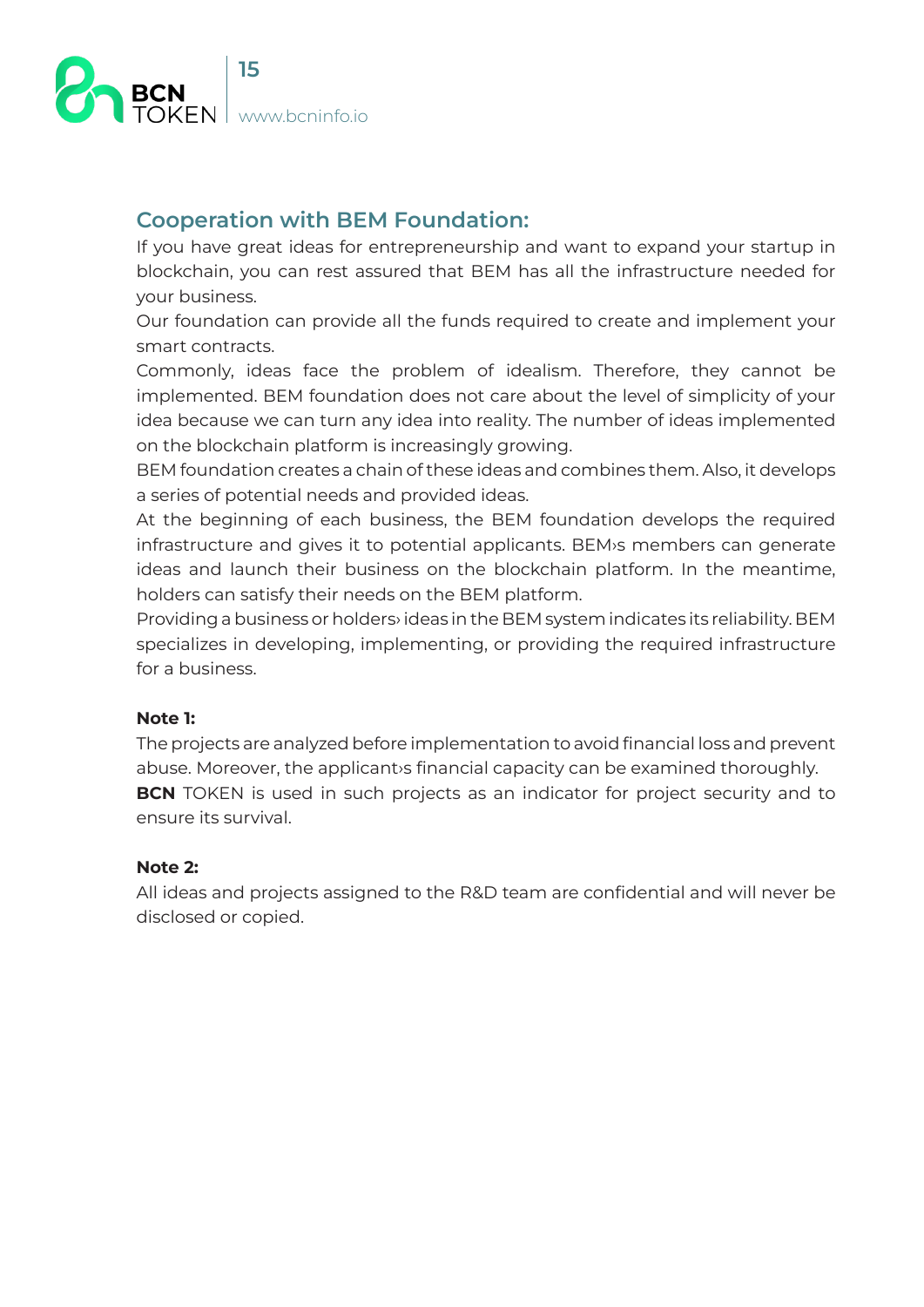## Cooperation with BEM Foundation:

If you have great ideas for entrepreneurship and want to expand your startup in blockchain, you can rest assured that BEM has all the infrastructure needed for your business.

Our foundation can provide all the funds required to create and implement your smart contracts.

Commonly, ideas face the problem of idealism. Therefore, they cannot be implemented. BEM foundation does not care about the level of simplicity of your idea because we can turn any idea into reality. The number of ideas implemented on the blockchain platform is increasingly growing.

BEM foundation creates a chain of these ideas and combines them. Also, it develops a series of potential needs and provided ideas.

At the beginning of each business, the BEM foundation develops the required infrastructure and gives it to potential applicants. BEM›s members can generate ideas and launch their business on the blockchain platform. In the meantime, holders can satisfy their needs on the BEM platform.

Providing a business or holders› ideas in the BEM system indicates its reliability. BEM specializes in developing, implementing, or providing the required infrastructure for a business.

**Note 1:**

The projects are analyzed before implementation to avoid financial loss and prevent abuse. Moreover, the applicant›s financial capacity can be examined thoroughly. **BCN** TOKEN is used in such projects as an indicator for project security and to ensure its survival.

**Note 2:**

All ideas and projects assigned to the R&D team are confidential and will never be disclosed or copied.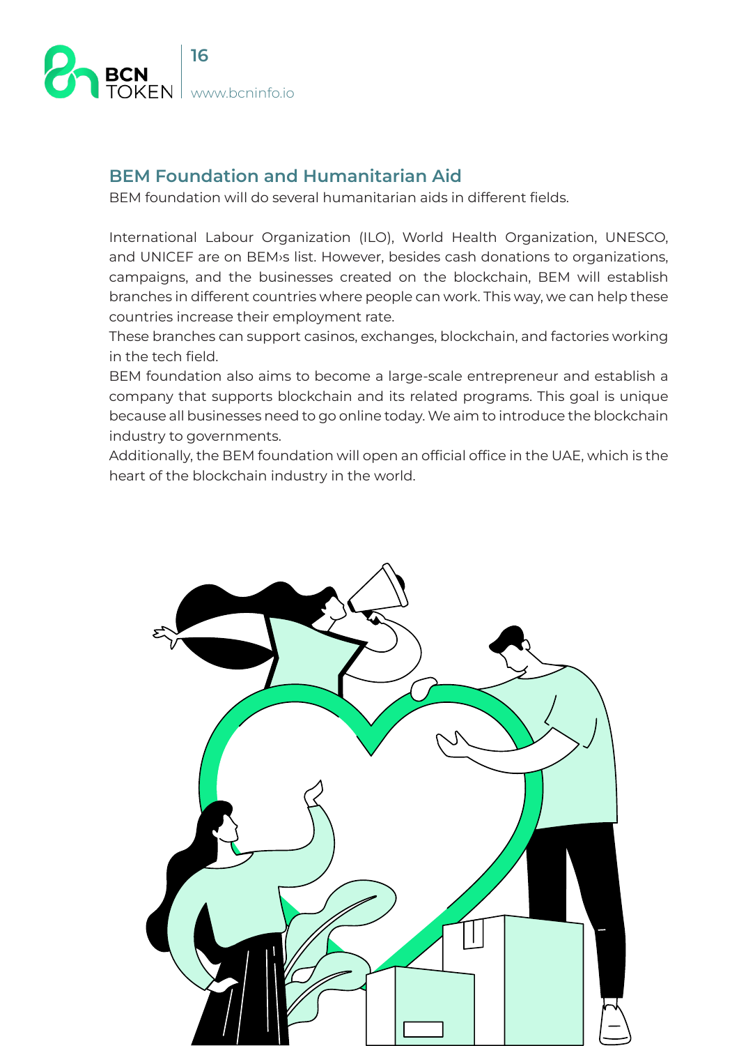## BEM Foundation and Humanitarian Aid

BEM foundation will do several humanitarian aids in different fields.

International Labour Organization (ILO), World Health Organization, UNESCO, and UNICEF are on BEM›s list. However, besides cash donations to organizations, campaigns, and the businesses created on the blockchain, BEM will establish branches in different countries where people can work. This way, we can help these countries increase their employment rate.

These branches can support casinos, exchanges, blockchain, and factories working in the tech field.

BEM foundation also aims to become a large-scale entrepreneur and establish a company that supports blockchain and its related programs. This goal is unique because all businesses need to go online today. We aim to introduce the blockchain industry to governments.

Additionally, the BEM foundation will open an official office in the UAE, which is the heart of the blockchain industry in the world.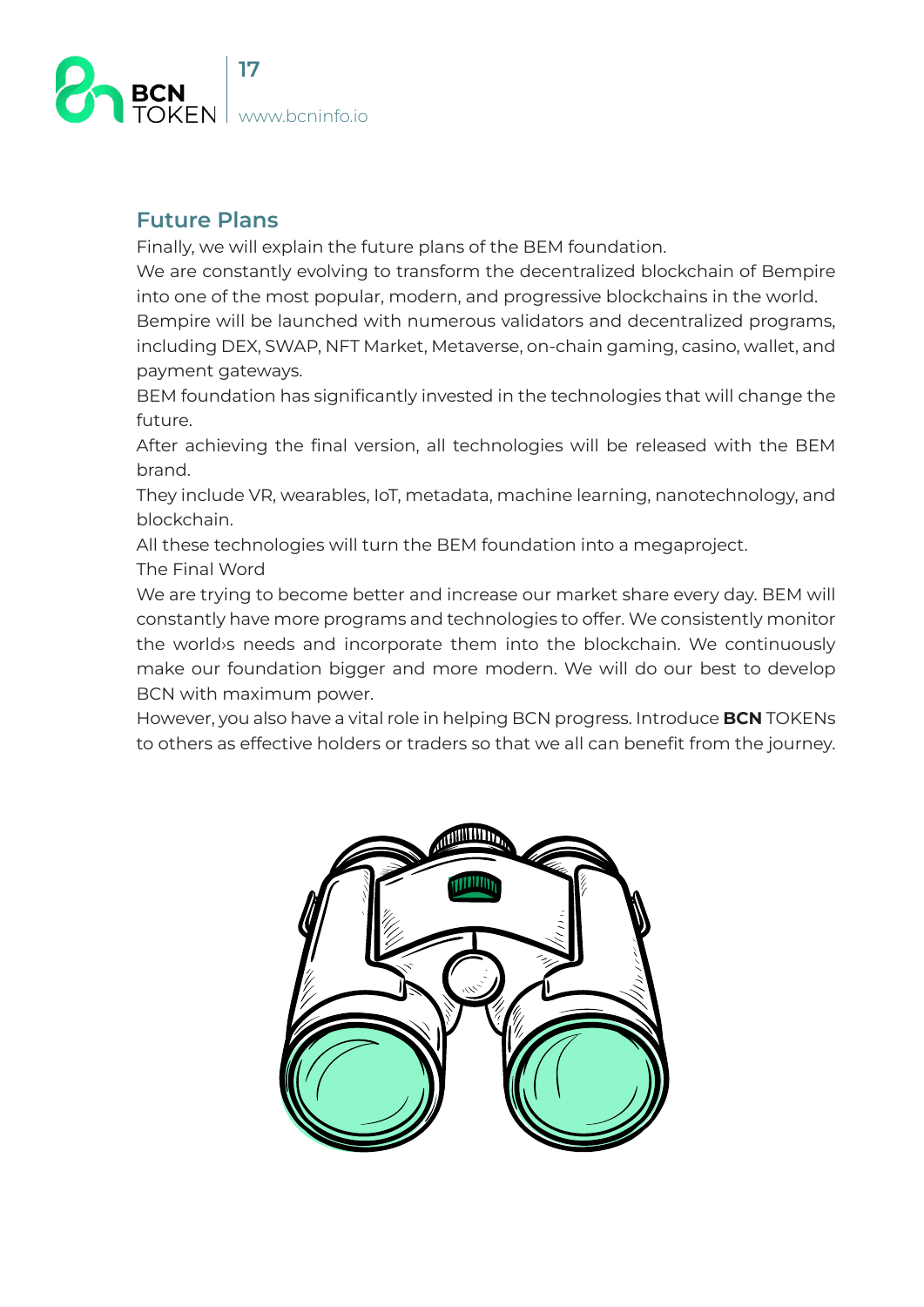## Future Plans

Finally, we will explain the future plans of the BEM foundation.

We are constantly evolving to transform the decentralized blockchain of Bempire into one of the most popular, modern, and progressive blockchains in the world.

Bempire will be launched with numerous validators and decentralized programs, including DEX, SWAP, NFT Market, Metaverse, on-chain gaming, casino, wallet, and payment gateways.

BEM foundation has significantly invested in the technologies that will change the future.

After achieving the final version, all technologies will be released with the BEM brand.

They include VR, wearables, IoT, metadata, machine learning, nanotechnology, and blockchain.

All these technologies will turn the BEM foundation into a megaproject.

The Final Word

We are trying to become better and increase our market share every day. BEM will constantly have more programs and technologies to offer. We consistently monitor the world›s needs and incorporate them into the blockchain. We continuously make our foundation bigger and more modern. We will do our best to develop BCN with maximum power.

However, you also have a vital role in helping BCN progress. Introduce **BCN** TOKENs to others as effective holders or traders so that we all can benefit from the journey.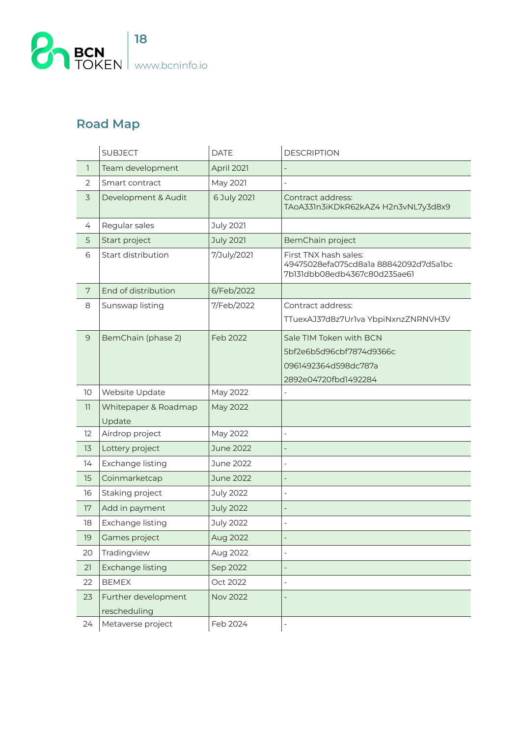## Road Map

| | SUBJECT | DATE | DESCRIPTION |
|---|---|---|---|
| 1 | Team development | April 2021 | - |
| 2 | Smart contract | May 2021 | - |
| 3 | Development & Audit | 6 July 2021 | Contract address: TAoA331n3iKDkR62kAZ4 H2n3vNL7y3d8x9 |
| 4 | Regular sales | July 2021 | |
| 5 | Start project | July 2021 | BemChain project |
| 6 | Start distribution | 7/July/2021 | First TNX hash sales: 49475028efa075cd8a1a 88842092d7d5a1bc 7b131dbb08edb4367c80d235ae61 |
| 7 | End of distribution | 6/Feb/2022 | |
| 8 | Sunswap listing | 7/Feb/2022 | Contract address: TTuexAJ37d8z7Ur1va YbpiNxnzZNRNVH3V |
| 9 | BemChain (phase 2) | Feb 2022 | Sale TIM Token with BCN 5bf2e6b5d96cbf7874d9366c 0961492364d598dc787a 2892e04720fbd1492284 |
| 10 | Website Update | May 2022 | - |
| 11 | Whitepaper & Roadmap Update | May 2022 | |
| 12 | Airdrop project | May 2022 | - |
| 13 | Lottery project | June 2022 | - |
| 14 | Exchange listing | June 2022 | - |
| 15 | Coinmarketcap | June 2022 | - |
| 16 | Staking project | July 2022 | - |
| 17 | Add in payment | July 2022 | - |
| 18 | Exchange listing | July 2022 | - |
| 19 | Games project | Aug 2022 | - |
| 20 | Tradingview | Aug 2022 | - |
| 21 | Exchange listing | Sep 2022 | - |
| 22 | BEMEX | Oct 2022 | - |
| 23 | Further development rescheduling | Nov 2022 | - |
| 24 | Metaverse project | Feb 2024 | - |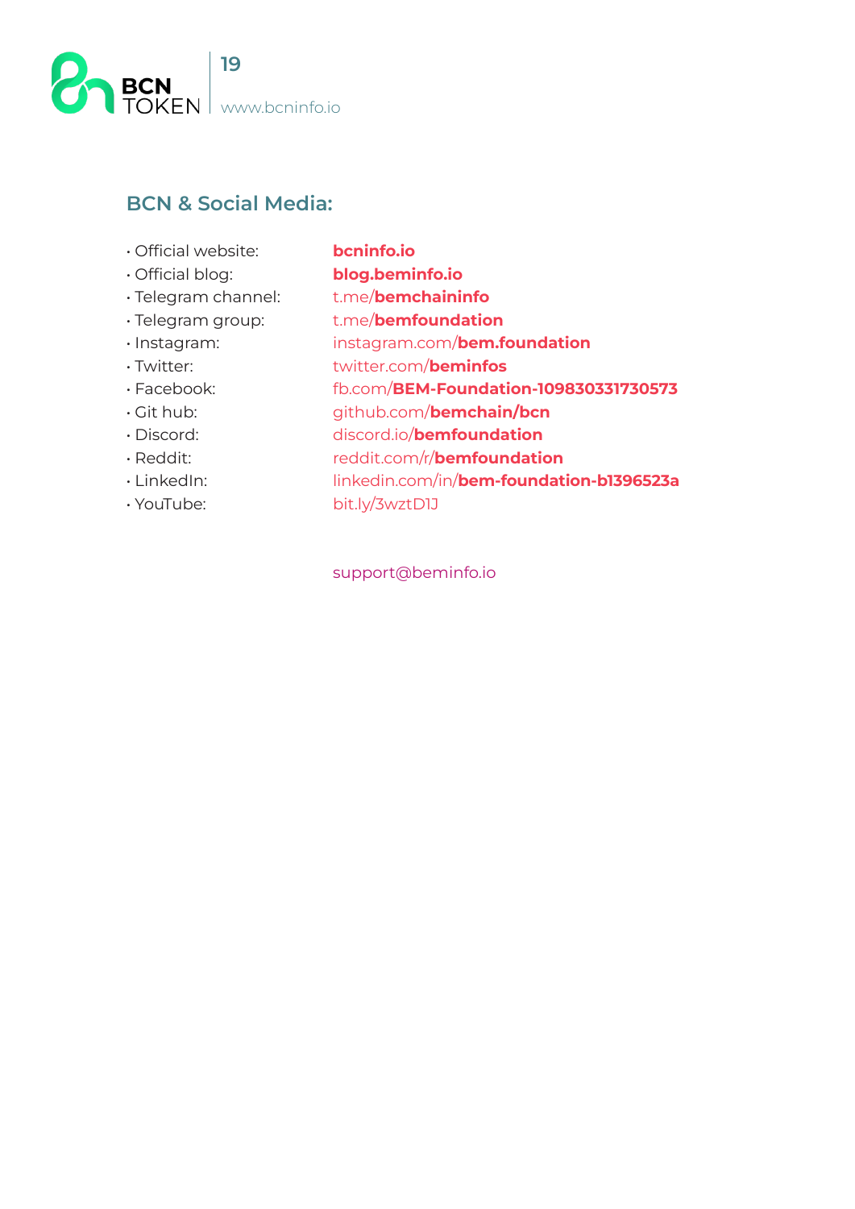## BCN & Social Media:

- Official website: **bcninfo.io**
- Official blog: **blog.beminfo.io**
- Telegram channel: t.me/**bemchaininfo**
- Telegram group: t.me/**bemfoundation**
- Instagram: instagram.com/**bem.foundation**
- Twitter: twitter.com/**beminfos**
- Facebook: fb.com/**BEM-Foundation-109830331730573**
- Git hub: github.com/**bemchain/bcn**
- Discord: discord.io/**bemfoundation**
- Reddit: reddit.com/r/**bemfoundation**
- LinkedIn: linkedin.com/in/**bem-foundation-b1396523a**
- YouTube: bit.ly/3wztD1J

support@beminfo.io